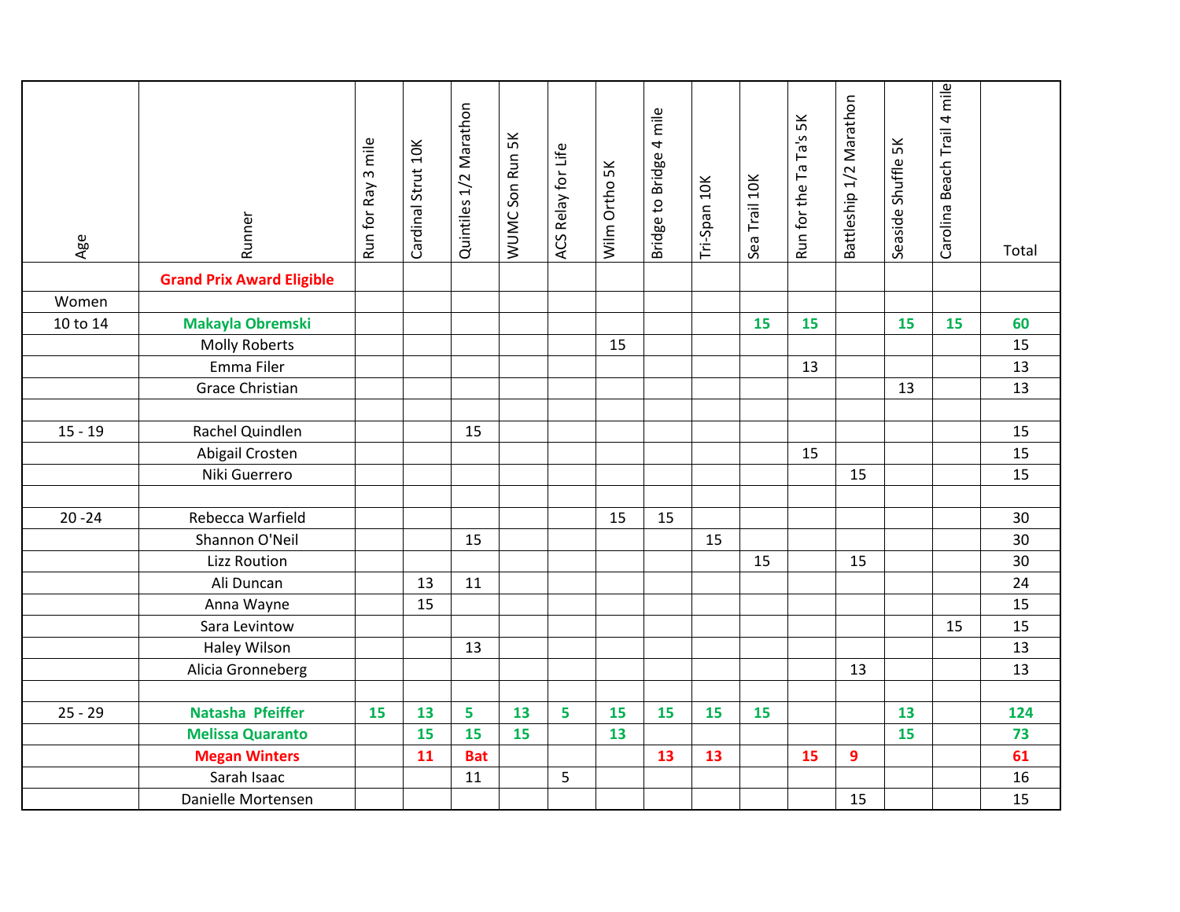| Age | Runner | Run for Ray 3 mile | Cardinal Strut 10K | Quintiles 1/2 Marathon | WUMC Son Run 5K | ACS Relay for Life | Wilm Ortho 5K | Bridge to Bridge 4 mile | Tri-Span 10K | Sea Trail 10K | Run for the Ta Ta's 5K | Battleship 1/2 Marathon | Seaside Shuffle 5K | Carolina Beach Trail 4 mile | Total |
|---|---|---|---|---|---|---|---|---|---|---|---|---|---|---|---|
| | **Grand Prix Award Eligible** | | | | | | | | | | | | | | |
| Women | | | | | | | | | | | | | | | |
| 10 to 14 | **Makayla Obremski** | | | | | | | | | **15** | **15** | | **15** | **15** | **60** |
| | Molly Roberts | | | | | | 15 | | | | | | | | 15 |
| | Emma Filer | | | | | | | | | | 13 | | | | 13 |
| | Grace Christian | | | | | | | | | | | | 13 | | 13 |
| | | | | | | | | | | | | | | | |
| 15 - 19 | Rachel Quindlen | | | 15 | | | | | | | | | | | 15 |
| | Abigail Crosten | | | | | | | | | | 15 | | | | 15 |
| | Niki Guerrero | | | | | | | | | | | 15 | | | 15 |
| | | | | | | | | | | | | | | | |
| 20 -24 | Rebecca Warfield | | | | | | 15 | 15 | | | | | | | 30 |
| | Shannon O'Neil | | | 15 | | | | | 15 | | | | | | 30 |
| | Lizz Roution | | | | | | | | | 15 | | 15 | | | 30 |
| | Ali Duncan | | 13 | 11 | | | | | | | | | | | 24 |
| | Anna Wayne | | 15 | | | | | | | | | | | | 15 |
| | Sara Levintow | | | | | | | | | | | | | 15 | 15 |
| | Haley Wilson | | | 13 | | | | | | | | | | | 13 |
| | Alicia Gronneberg | | | | | | | | | | | 13 | | | 13 |
| | | | | | | | | | | | | | | | |
| 25 - 29 | **Natasha Pfeiffer** | **15** | **13** | **5** | **13** | **5** | **15** | **15** | **15** | **15** | | | **13** | | **124** |
| | **Melissa Quaranto** | | **15** | **15** | **15** | | **13** | | | | | | **15** | | **73** |
| | **Megan Winters** | | **11** | **Bat** | | | | **13** | **13** | | **15** | **9** | | | **61** |
| | Sarah Isaac | | | 11 | | 5 | | | | | | | | | 16 |
| | Danielle Mortensen | | | | | | | | | | | 15 | | | 15 |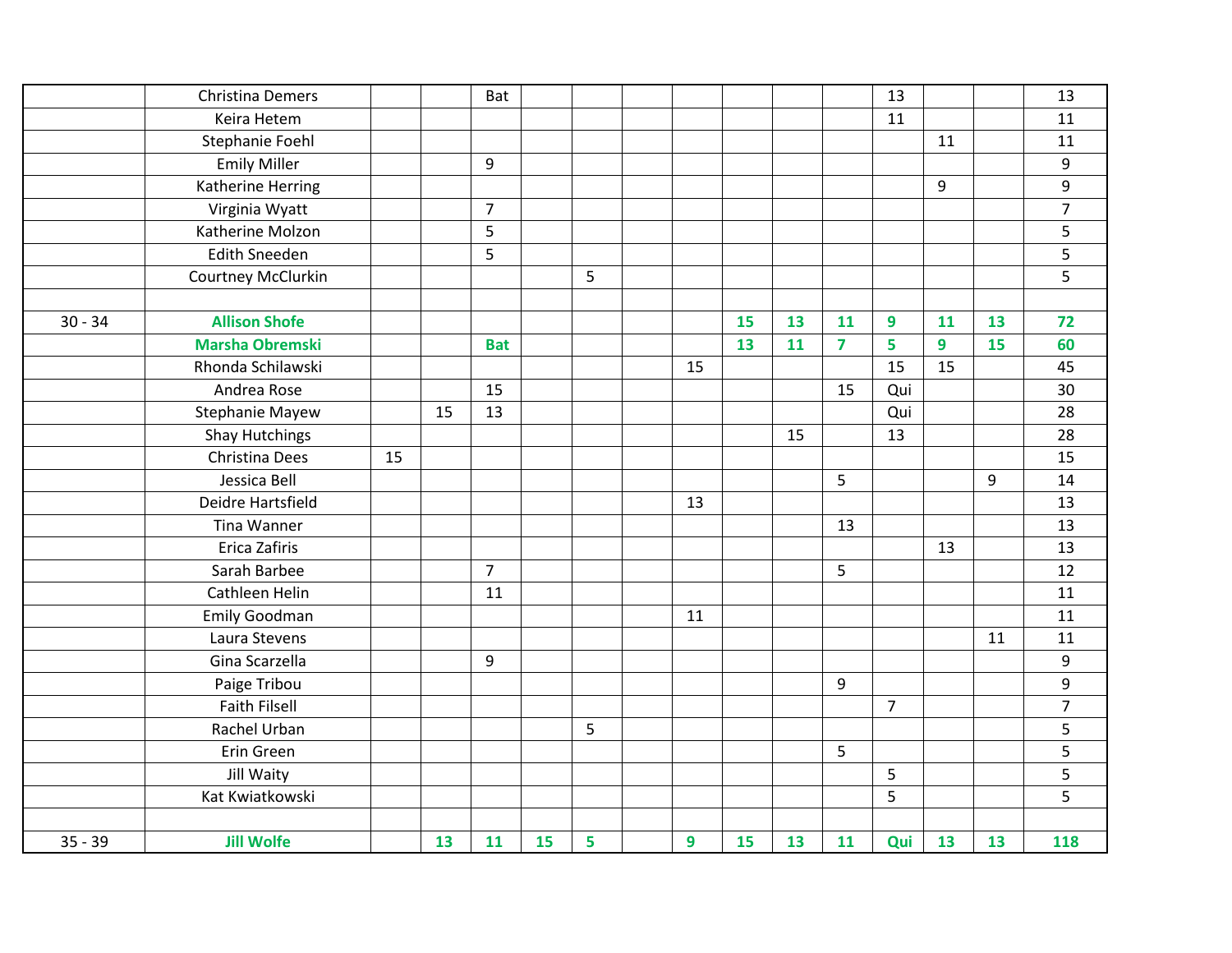| | | | | | | | | | | | | | | | |
|---|---|---|---|---|---|---|---|---|---|---|---|---|---|---|---|
| | Christina Demers | | | Bat | | | | | | | | 13 | | | 13 |
| | Keira Hetem | | | | | | | | | | | 11 | | | 11 |
| | Stephanie Foehl | | | | | | | | | | | | 11 | | 11 |
| | Emily Miller | | | 9 | | | | | | | | | | | 9 |
| | Katherine Herring | | | | | | | | | | | | 9 | | 9 |
| | Virginia Wyatt | | | 7 | | | | | | | | | | | 7 |
| | Katherine Molzon | | | 5 | | | | | | | | | | | 5 |
| | Edith Sneeden | | | 5 | | | | | | | | | | | 5 |
| | Courtney McClurkin | | | | | 5 | | | | | | | | | 5 |
| | | | | | | | | | | | | | | | |
| 30 - 34 | **Allison Shofe** | | | | | | | | **15** | **13** | **11** | **9** | **11** | **13** | **72** |
| | **Marsha Obremski** | | | **Bat** | | | | | **13** | **11** | **7** | **5** | **9** | **15** | **60** |
| | Rhonda Schilawski | | | | | | | 15 | | | | 15 | 15 | | 45 |
| | Andrea Rose | | | 15 | | | | | | | 15 | Qui | | | 30 |
| | Stephanie Mayew | | 15 | 13 | | | | | | | | Qui | | | 28 |
| | Shay Hutchings | | | | | | | | | 15 | | 13 | | | 28 |
| | Christina Dees | 15 | | | | | | | | | | | | | 15 |
| | Jessica Bell | | | | | | | | | | 5 | | | 9 | 14 |
| | Deidre Hartsfield | | | | | | | 13 | | | | | | | 13 |
| | Tina Wanner | | | | | | | | | | 13 | | | | 13 |
| | Erica Zafiris | | | | | | | | | | | | 13 | | 13 |
| | Sarah Barbee | | | 7 | | | | | | | 5 | | | | 12 |
| | Cathleen Helin | | | 11 | | | | | | | | | | | 11 |
| | Emily Goodman | | | | | | | 11 | | | | | | | 11 |
| | Laura Stevens | | | | | | | | | | | | | 11 | 11 |
| | Gina Scarzella | | | 9 | | | | | | | | | | | 9 |
| | Paige Tribou | | | | | | | | | | 9 | | | | 9 |
| | Faith Filsell | | | | | | | | | | | 7 | | | 7 |
| | Rachel Urban | | | | | 5 | | | | | | | | | 5 |
| | Erin Green | | | | | | | | | | 5 | | | | 5 |
| | Jill Waity | | | | | | | | | | | 5 | | | 5 |
| | Kat Kwiatkowski | | | | | | | | | | | 5 | | | 5 |
| | | | | | | | | | | | | | | | |
| 35 - 39 | **Jill Wolfe** | | **13** | **11** | **15** | **5** | | **9** | **15** | **13** | **11** | **Qui** | **13** | **13** | **118** |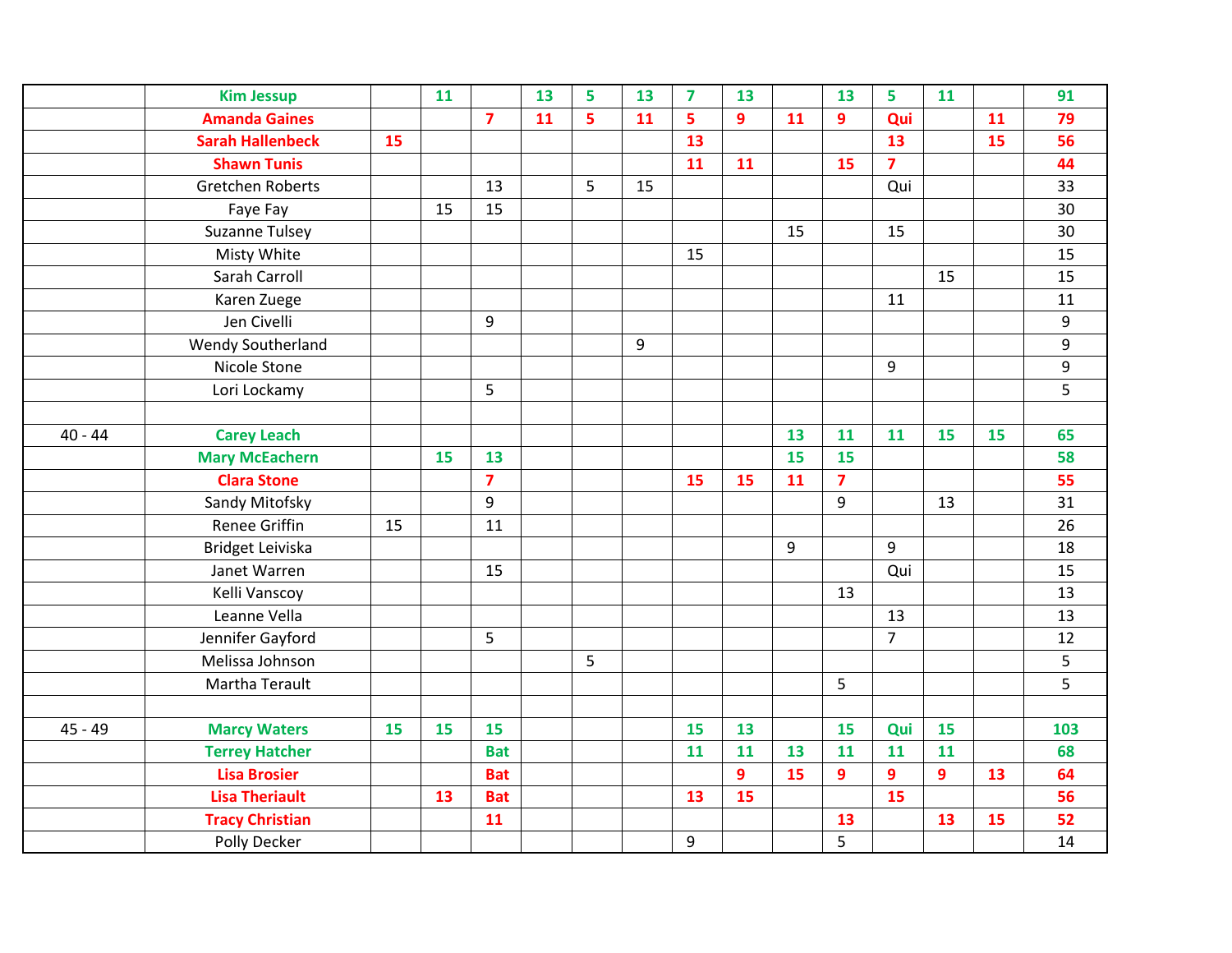| | | | | | | | | | | | | | | | |
|---|---|---|---|---|---|---|---|---|---|---|---|---|---|---|---|
| | **Kim Jessup** | | **11** | | **13** | **5** | **13** | **7** | **13** | | **13** | **5** | **11** | | **91** |
| | **Amanda Gaines** | | | **7** | **11** | **5** | **11** | **5** | **9** | **11** | **9** | **Qui** | | **11** | **79** |
| | **Sarah Hallenbeck** | **15** | | | | | | **13** | | | | **13** | | **15** | **56** |
| | **Shawn Tunis** | | | | | | | **11** | **11** | | **15** | **7** | | | **44** |
| | Gretchen Roberts | | | 13 | | 5 | 15 | | | | | Qui | | | 33 |
| | Faye Fay | | 15 | 15 | | | | | | | | | | | 30 |
| | Suzanne Tulsey | | | | | | | | | 15 | | 15 | | | 30 |
| | Misty White | | | | | | | 15 | | | | | | | 15 |
| | Sarah Carroll | | | | | | | | | | | | 15 | | 15 |
| | Karen Zuege | | | | | | | | | | | 11 | | | 11 |
| | Jen Civelli | | | 9 | | | | | | | | | | | 9 |
| | Wendy Southerland | | | | | | 9 | | | | | | | | 9 |
| | Nicole Stone | | | | | | | | | | | 9 | | | 9 |
| | Lori Lockamy | | | 5 | | | | | | | | | | | 5 |
| | | | | | | | | | | | | | | | |
| 40 - 44 | **Carey Leach** | | | | | | | | | **13** | **11** | **11** | **15** | **15** | **65** |
| | **Mary McEachern** | | **15** | **13** | | | | | | **15** | **15** | | | | **58** |
| | **Clara Stone** | | | **7** | | | | **15** | **15** | **11** | **7** | | | | **55** |
| | Sandy Mitofsky | | | 9 | | | | | | | 9 | | 13 | | 31 |
| | Renee Griffin | 15 | | 11 | | | | | | | | | | | 26 |
| | Bridget Leiviska | | | | | | | | | 9 | | 9 | | | 18 |
| | Janet Warren | | | 15 | | | | | | | | Qui | | | 15 |
| | Kelli Vanscoy | | | | | | | | | | 13 | | | | 13 |
| | Leanne Vella | | | | | | | | | | | 13 | | | 13 |
| | Jennifer Gayford | | | 5 | | | | | | | | 7 | | | 12 |
| | Melissa Johnson | | | | | 5 | | | | | | | | | 5 |
| | Martha Terault | | | | | | | | | | 5 | | | | 5 |
| | | | | | | | | | | | | | | | |
| 45 - 49 | **Marcy Waters** | **15** | **15** | **15** | | | | **15** | **13** | | **15** | **Qui** | **15** | | **103** |
| | **Terrey Hatcher** | | | **Bat** | | | | **11** | **11** | **13** | **11** | **11** | **11** | | **68** |
| | **Lisa Brosier** | | | **Bat** | | | | | **9** | **15** | **9** | **9** | **9** | **13** | **64** |
| | **Lisa Theriault** | | **13** | **Bat** | | | | **13** | **15** | | | **15** | | | **56** |
| | **Tracy Christian** | | | **11** | | | | | | | **13** | | **13** | **15** | **52** |
| | Polly Decker | | | | | | | 9 | | | 5 | | | | 14 |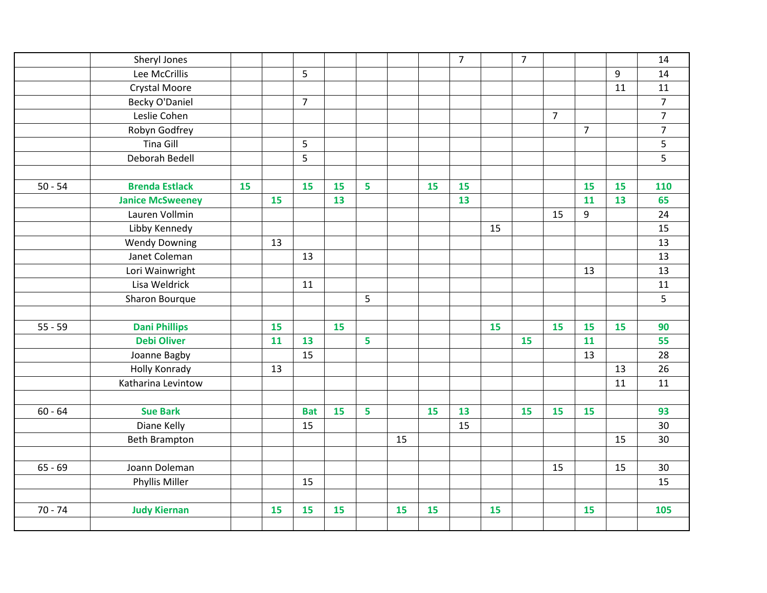| | | | | | | | | | | | | | | |
|---|---|---|---|---|---|---|---|---|---|---|---|---|---|---|
| | Sheryl Jones | | | | | | | | 7 | | 7 | | | | 14 |
| | Lee McCrillis | | | 5 | | | | | | | | | | 9 | 14 |
| | Crystal Moore | | | | | | | | | | | | | 11 | 11 |
| | Becky O'Daniel | | | 7 | | | | | | | | | | | 7 |
| | Leslie Cohen | | | | | | | | | | | 7 | | | 7 |
| | Robyn Godfrey | | | | | | | | | | | | 7 | | 7 |
| | Tina Gill | | | 5 | | | | | | | | | | | 5 |
| | Deborah Bedell | | | 5 | | | | | | | | | | | 5 |
| | | | | | | | | | | | | | | | |
| 50 - 54 | **Brenda Estlack** | **15** | | **15** | **15** | **5** | | **15** | **15** | | | | **15** | **15** | **110** |
| | **Janice McSweeney** | | **15** | | **13** | | | | **13** | | | | **11** | **13** | **65** |
| | Lauren Vollmin | | | | | | | | | | | 15 | 9 | | 24 |
| | Libby Kennedy | | | | | | | | | 15 | | | | | 15 |
| | Wendy Downing | | 13 | | | | | | | | | | | | 13 |
| | Janet Coleman | | | 13 | | | | | | | | | | | 13 |
| | Lori Wainwright | | | | | | | | | | | | 13 | | 13 |
| | Lisa Weldrick | | | 11 | | | | | | | | | | | 11 |
| | Sharon Bourque | | | | | 5 | | | | | | | | | 5 |
| | | | | | | | | | | | | | | | |
| 55 - 59 | **Dani Phillips** | | **15** | | **15** | | | | | **15** | | **15** | **15** | **15** | **90** |
| | **Debi Oliver** | | **11** | **13** | | **5** | | | | | **15** | | **11** | | **55** |
| | Joanne Bagby | | | 15 | | | | | | | | | 13 | | 28 |
| | Holly Konrady | | 13 | | | | | | | | | | | 13 | 26 |
| | Katharina Levintow | | | | | | | | | | | | | 11 | 11 |
| | | | | | | | | | | | | | | | |
| 60 - 64 | **Sue Bark** | | | **Bat** | **15** | **5** | | **15** | **13** | | **15** | **15** | **15** | | **93** |
| | Diane Kelly | | | 15 | | | | | 15 | | | | | | 30 |
| | Beth Brampton | | | | | | 15 | | | | | | | 15 | 30 |
| | | | | | | | | | | | | | | | |
| 65 - 69 | Joann Doleman | | | | | | | | | | | 15 | | 15 | 30 |
| | Phyllis Miller | | | 15 | | | | | | | | | | | 15 |
| | | | | | | | | | | | | | | | |
| 70 - 74 | **Judy Kiernan** | | **15** | **15** | **15** | | **15** | **15** | | **15** | | | **15** | | **105** |
| | | | | | | | | | | | | | | | |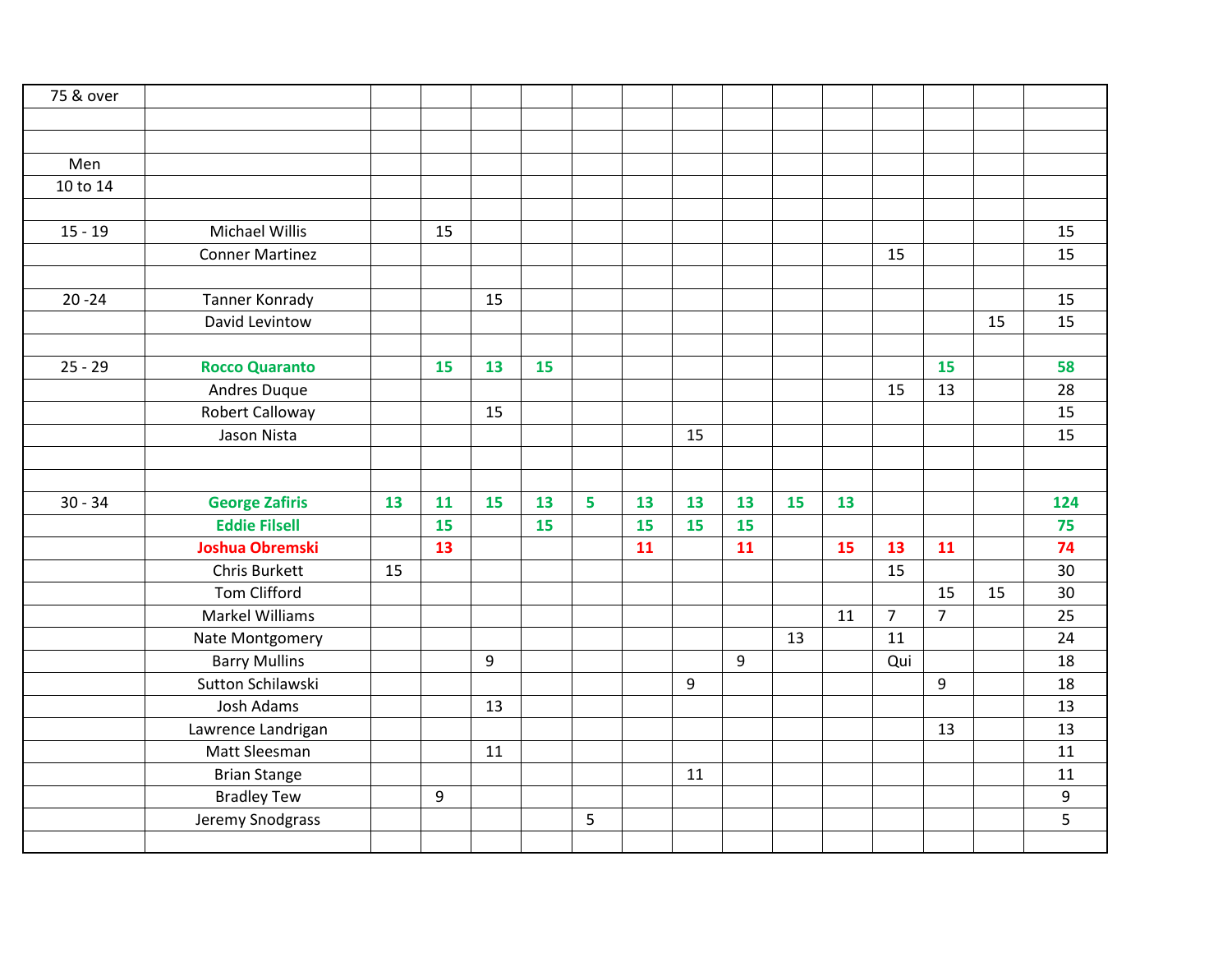| 75 & over | | | | | | | | | | | | | | | |
|---|---|---|---|---|---|---|---|---|---|---|---|---|---|---|---|
| | | | | | | | | | | | | | | | |
| | | | | | | | | | | | | | | | |
| Men | | | | | | | | | | | | | | | |
| 10 to 14 | | | | | | | | | | | | | | | |
| | | | | | | | | | | | | | | | |
| 15 - 19 | Michael Willis | | 15 | | | | | | | | | | | | 15 |
| | Conner Martinez | | | | | | | | | | | 15 | | | 15 |
| | | | | | | | | | | | | | | | |
| 20 -24 | Tanner Konrady | | | 15 | | | | | | | | | | | 15 |
| | David Levintow | | | | | | | | | | | | | 15 | 15 |
| | | | | | | | | | | | | | | | |
| 25 - 29 | **Rocco Quaranto** | | **15** | **13** | **15** | | | | | | | | **15** | | **58** |
| | Andres Duque | | | | | | | | | | | 15 | 13 | | 28 |
| | Robert Calloway | | | 15 | | | | | | | | | | | 15 |
| | Jason Nista | | | | | | | 15 | | | | | | | 15 |
| | | | | | | | | | | | | | | | |
| | | | | | | | | | | | | | | | |
| 30 - 34 | **George Zafiris** | **13** | **11** | **15** | **13** | **5** | **13** | **13** | **13** | **15** | **13** | | | | **124** |
| | **Eddie Filsell** | | **15** | | **15** | | **15** | **15** | **15** | | | | | | **75** |
| | **Joshua Obremski** | | **13** | | | | **11** | | **11** | | **15** | **13** | **11** | | **74** |
| | Chris Burkett | 15 | | | | | | | | | | 15 | | | 30 |
| | Tom Clifford | | | | | | | | | | | | 15 | 15 | 30 |
| | Markel Williams | | | | | | | | | | 11 | 7 | 7 | | 25 |
| | Nate Montgomery | | | | | | | | | 13 | | 11 | | | 24 |
| | Barry Mullins | | | 9 | | | | | 9 | | | Qui | | | 18 |
| | Sutton Schilawski | | | | | | | 9 | | | | | 9 | | 18 |
| | Josh Adams | | | 13 | | | | | | | | | | | 13 |
| | Lawrence Landrigan | | | | | | | | | | | | 13 | | 13 |
| | Matt Sleesman | | | 11 | | | | | | | | | | | 11 |
| | Brian Stange | | | | | | | 11 | | | | | | | 11 |
| | Bradley Tew | | 9 | | | | | | | | | | | | 9 |
| | Jeremy Snodgrass | | | | | 5 | | | | | | | | | 5 |
| | | | | | | | | | | | | | | | |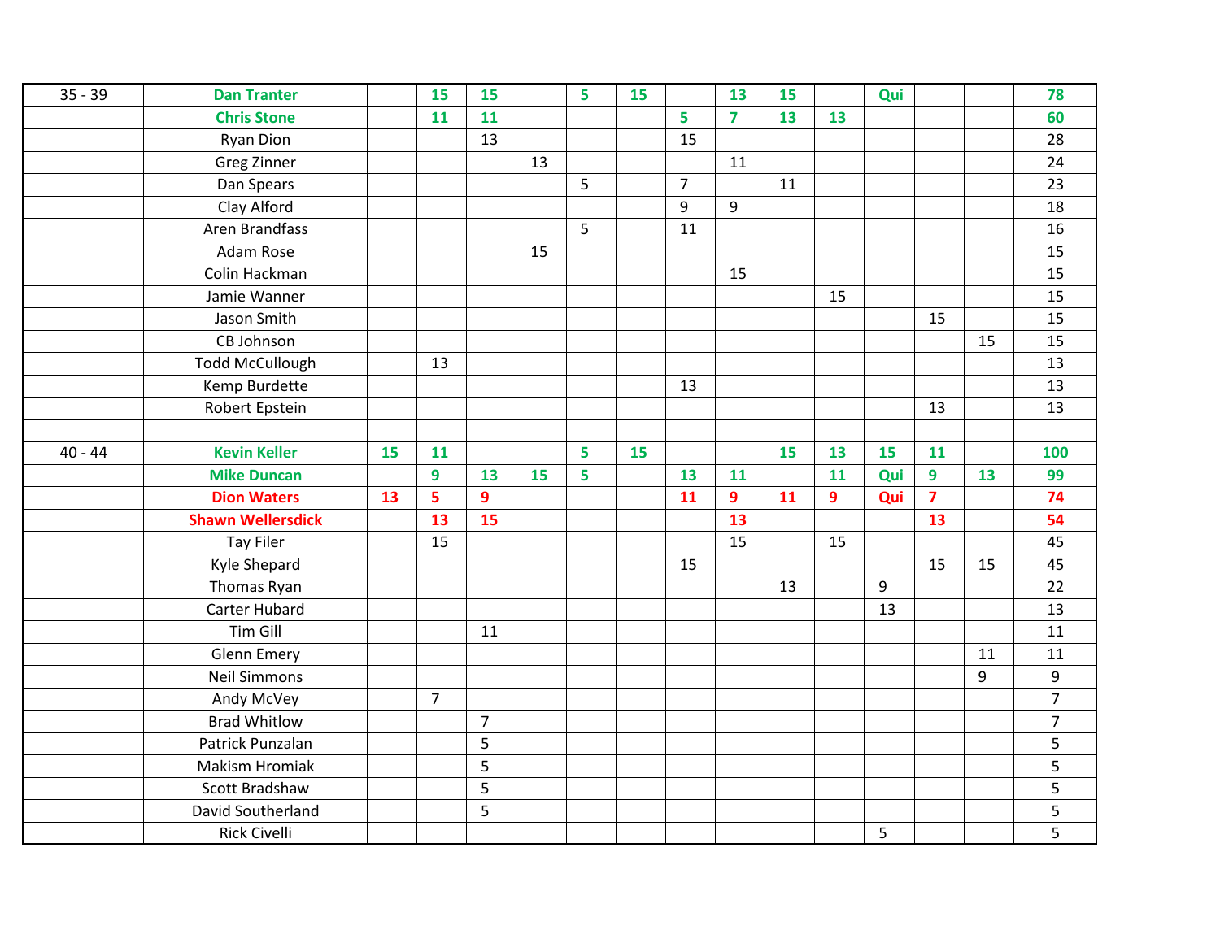| | | | | | | | | | | | | | | | |
|---|---|---|---|---|---|---|---|---|---|---|---|---|---|---|---|
| 35 - 39 | **Dan Tranter** | | **15** | **15** | | **5** | **15** | | **13** | **15** | | **Qui** | | | **78** |
| | **Chris Stone** | | **11** | **11** | | | | **5** | **7** | **13** | **13** | | | | **60** |
| | Ryan Dion | | | 13 | | | | 15 | | | | | | | 28 |
| | Greg Zinner | | | | 13 | | | | 11 | | | | | | 24 |
| | Dan Spears | | | | | 5 | | 7 | | 11 | | | | | 23 |
| | Clay Alford | | | | | | | 9 | 9 | | | | | | 18 |
| | Aren Brandfass | | | | | 5 | | 11 | | | | | | | 16 |
| | Adam Rose | | | | 15 | | | | | | | | | | 15 |
| | Colin Hackman | | | | | | | | 15 | | | | | | 15 |
| | Jamie Wanner | | | | | | | | | | 15 | | | | 15 |
| | Jason Smith | | | | | | | | | | | | 15 | | 15 |
| | CB Johnson | | | | | | | | | | | | | 15 | 15 |
| | Todd McCullough | | 13 | | | | | | | | | | | | 13 |
| | Kemp Burdette | | | | | | | 13 | | | | | | | 13 |
| | Robert Epstein | | | | | | | | | | | | 13 | | 13 |
| | | | | | | | | | | | | | | | |
| 40 - 44 | **Kevin Keller** | **15** | **11** | | | **5** | **15** | | | **15** | **13** | **15** | **11** | | **100** |
| | **Mike Duncan** | | **9** | **13** | **15** | **5** | | **13** | **11** | | **11** | **Qui** | **9** | **13** | **99** |
| | **Dion Waters** | **13** | **5** | **9** | | | | **11** | **9** | **11** | **9** | **Qui** | **7** | | **74** |
| | **Shawn Wellersdick** | | **13** | **15** | | | | | **13** | | | | **13** | | **54** |
| | Tay Filer | | 15 | | | | | | 15 | | 15 | | | | 45 |
| | Kyle Shepard | | | | | | | 15 | | | | | 15 | 15 | 45 |
| | Thomas Ryan | | | | | | | | | 13 | | 9 | | | 22 |
| | Carter Hubard | | | | | | | | | | | 13 | | | 13 |
| | Tim Gill | | | 11 | | | | | | | | | | | 11 |
| | Glenn Emery | | | | | | | | | | | | | 11 | 11 |
| | Neil Simmons | | | | | | | | | | | | | 9 | 9 |
| | Andy McVey | | 7 | | | | | | | | | | | | 7 |
| | Brad Whitlow | | | 7 | | | | | | | | | | | 7 |
| | Patrick Punzalan | | | 5 | | | | | | | | | | | 5 |
| | Makism Hromiak | | | 5 | | | | | | | | | | | 5 |
| | Scott Bradshaw | | | 5 | | | | | | | | | | | 5 |
| | David Southerland | | | 5 | | | | | | | | | | | 5 |
| | Rick Civelli | | | | | | | | | | | 5 | | | 5 |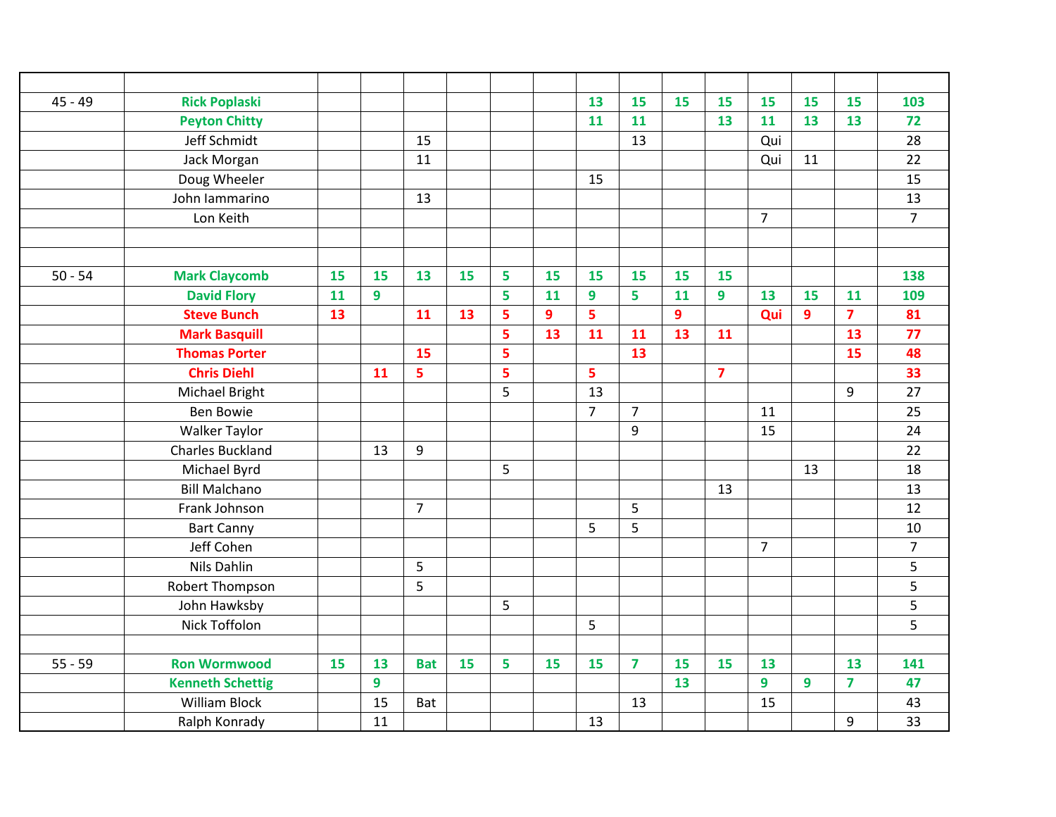| | | | | | | | | | | | | | | | |
|---|---|---|---|---|---|---|---|---|---|---|---|---|---|---|---|
| 45 - 49 | **Rick Poplaski** | | | | | | | **13** | **15** | **15** | **15** | **15** | **15** | **15** | **103** |
| | **Peyton Chitty** | | | | | | | **11** | **11** | | **13** | **11** | **13** | **13** | **72** |
| | Jeff Schmidt | | | 15 | | | | | 13 | | | Qui | | | 28 |
| | Jack Morgan | | | 11 | | | | | | | | Qui | 11 | | 22 |
| | Doug Wheeler | | | | | | | 15 | | | | | | | 15 |
| | John Iammarino | | | 13 | | | | | | | | | | | 13 |
| | Lon Keith | | | | | | | | | | | 7 | | | 7 |
| | | | | | | | | | | | | | | | |
| | | | | | | | | | | | | | | | |
| 50 - 54 | **Mark Claycomb** | **15** | **15** | **13** | **15** | **5** | **15** | **15** | **15** | **15** | **15** | | | | **138** |
| | **David Flory** | **11** | **9** | | | **5** | **11** | **9** | **5** | **11** | **9** | **13** | **15** | **11** | **109** |
| | **Steve Bunch** | **13** | | **11** | **13** | **5** | **9** | **5** | | **9** | | **Qui** | **9** | **7** | **81** |
| | **Mark Basquill** | | | | | **5** | **13** | **11** | **11** | **13** | **11** | | | **13** | **77** |
| | **Thomas Porter** | | | **15** | | **5** | | | **13** | | | | | **15** | **48** |
| | **Chris Diehl** | | **11** | **5** | | **5** | | **5** | | | **7** | | | | **33** |
| | Michael Bright | | | | | 5 | | 13 | | | | | | 9 | 27 |
| | Ben Bowie | | | | | | | 7 | 7 | | | 11 | | | 25 |
| | Walker Taylor | | | | | | | | 9 | | | 15 | | | 24 |
| | Charles Buckland | | 13 | 9 | | | | | | | | | | | 22 |
| | Michael Byrd | | | | | 5 | | | | | | | 13 | | 18 |
| | Bill Malchano | | | | | | | | | | 13 | | | | 13 |
| | Frank Johnson | | | 7 | | | | | 5 | | | | | | 12 |
| | Bart Canny | | | | | | | 5 | 5 | | | | | | 10 |
| | Jeff Cohen | | | | | | | | | | | 7 | | | 7 |
| | Nils Dahlin | | | 5 | | | | | | | | | | | 5 |
| | Robert Thompson | | | 5 | | | | | | | | | | | 5 |
| | John Hawksby | | | | | 5 | | | | | | | | | 5 |
| | Nick Toffolon | | | | | | | 5 | | | | | | | 5 |
| | | | | | | | | | | | | | | | |
| 55 - 59 | **Ron Wormwood** | **15** | **13** | **Bat** | **15** | **5** | **15** | **15** | **7** | **15** | **15** | **13** | | **13** | **141** |
| | **Kenneth Schettig** | | **9** | | | | | | | **13** | | **9** | **9** | **7** | **47** |
| | William Block | | 15 | Bat | | | | | 13 | | | 15 | | | 43 |
| | Ralph Konrady | | 11 | | | | | 13 | | | | | | 9 | 33 |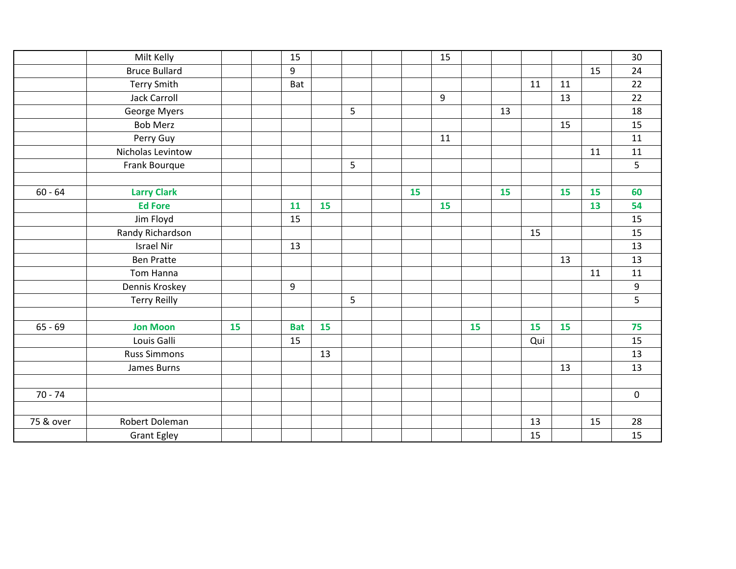| | | | | | | | | | | | | | | | |
|---|---|---|---|---|---|---|---|---|---|---|---|---|---|---|---|
| | Milt Kelly | | | 15 | | | | | 15 | | | | | | 30 |
| | Bruce Bullard | | | 9 | | | | | | | | | | 15 | 24 |
| | Terry Smith | | | Bat | | | | | | | | 11 | 11 | | 22 |
| | Jack Carroll | | | | | | | | 9 | | | | 13 | | 22 |
| | George Myers | | | | | 5 | | | | | 13 | | | | 18 |
| | Bob Merz | | | | | | | | | | | | 15 | | 15 |
| | Perry Guy | | | | | | | | 11 | | | | | | 11 |
| | Nicholas Levintow | | | | | | | | | | | | | 11 | 11 |
| | Frank Bourque | | | | | 5 | | | | | | | | | 5 |
| | | | | | | | | | | | | | | | |
| 60 - 64 | **Larry Clark** | | | | | | | **15** | | | **15** | | **15** | **15** | **60** |
| | **Ed Fore** | | | **11** | **15** | | | | **15** | | | | | **13** | **54** |
| | Jim Floyd | | | 15 | | | | | | | | | | | 15 |
| | Randy Richardson | | | | | | | | | | | 15 | | | 15 |
| | Israel Nir | | | 13 | | | | | | | | | | | 13 |
| | Ben Pratte | | | | | | | | | | | | 13 | | 13 |
| | Tom Hanna | | | | | | | | | | | | | 11 | 11 |
| | Dennis Kroskey | | | 9 | | | | | | | | | | | 9 |
| | Terry Reilly | | | | | 5 | | | | | | | | | 5 |
| | | | | | | | | | | | | | | | |
| 65 - 69 | **Jon Moon** | **15** | | **Bat** | **15** | | | | | **15** | | **15** | **15** | | **75** |
| | Louis Galli | | | 15 | | | | | | | | Qui | | | 15 |
| | Russ Simmons | | | | 13 | | | | | | | | | | 13 |
| | James Burns | | | | | | | | | | | | 13 | | 13 |
| | | | | | | | | | | | | | | | |
| 70 - 74 | | | | | | | | | | | | | | | 0 |
| | | | | | | | | | | | | | | | |
| 75 & over | Robert Doleman | | | | | | | | | | | 13 | | 15 | 28 |
| | Grant Egley | | | | | | | | | | | 15 | | | 15 |